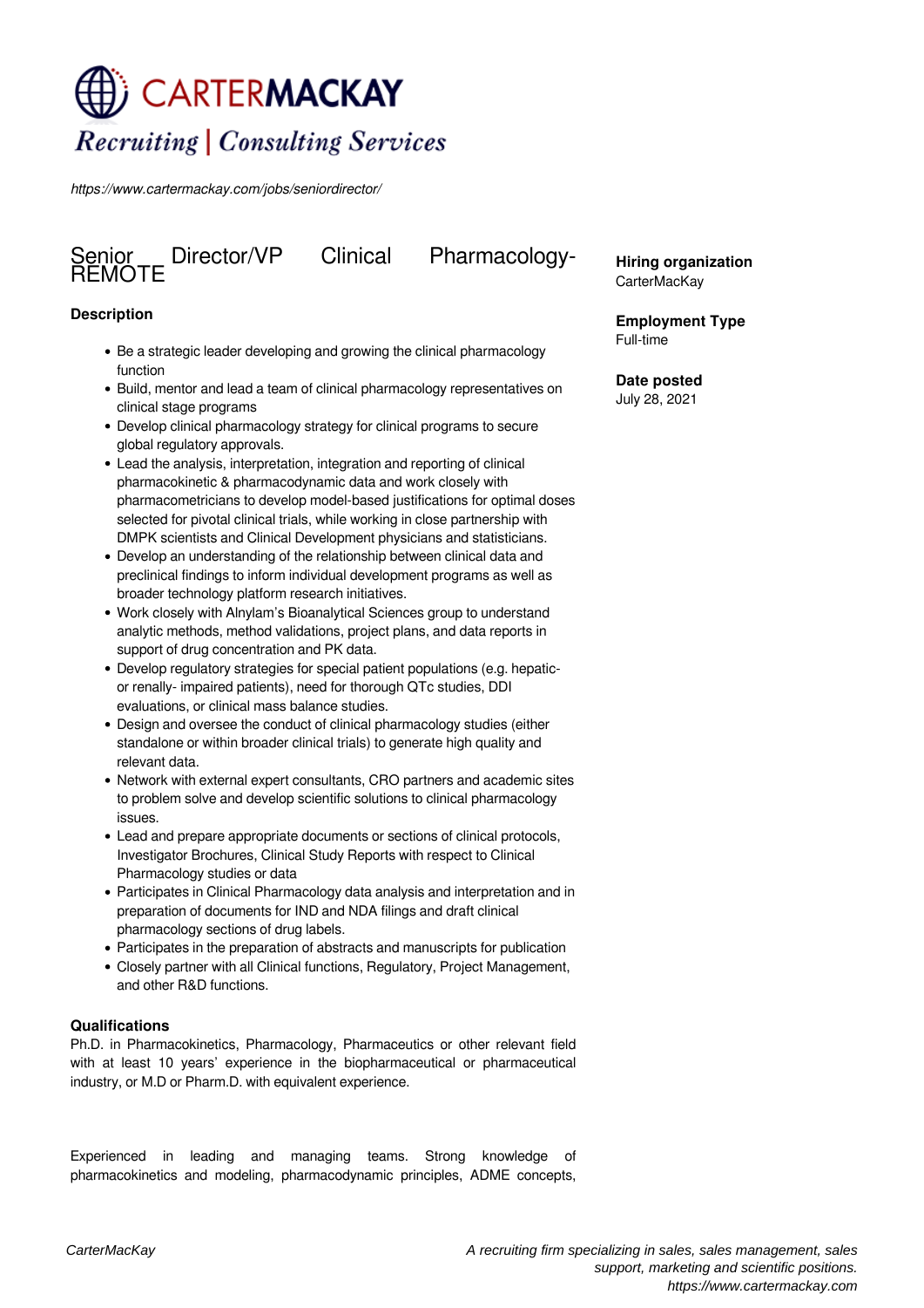# CARTERMACKAY

*Recruiting | Consulting Services*

*https://www.cartermackay.com/jobs/seniordirector/*

## Senior Director/VP Clinical Pharmacology-REMOTE

**Hiring organization**
CarterMacKay

**Employment Type**
Full-time

**Date posted**
July 28, 2021

### Description

- Be a strategic leader developing and growing the clinical pharmacology function
- Build, mentor and lead a team of clinical pharmacology representatives on clinical stage programs
- Develop clinical pharmacology strategy for clinical programs to secure global regulatory approvals.
- Lead the analysis, interpretation, integration and reporting of clinical pharmacokinetic & pharmacodynamic data and work closely with pharmacometricians to develop model-based justifications for optimal doses selected for pivotal clinical trials, while working in close partnership with DMPK scientists and Clinical Development physicians and statisticians.
- Develop an understanding of the relationship between clinical data and preclinical findings to inform individual development programs as well as broader technology platform research initiatives.
- Work closely with Alnylam's Bioanalytical Sciences group to understand analytic methods, method validations, project plans, and data reports in support of drug concentration and PK data.
- Develop regulatory strategies for special patient populations (e.g. hepatic- or renally- impaired patients), need for thorough QTc studies, DDI evaluations, or clinical mass balance studies.
- Design and oversee the conduct of clinical pharmacology studies (either standalone or within broader clinical trials) to generate high quality and relevant data.
- Network with external expert consultants, CRO partners and academic sites to problem solve and develop scientific solutions to clinical pharmacology issues.
- Lead and prepare appropriate documents or sections of clinical protocols, Investigator Brochures, Clinical Study Reports with respect to Clinical Pharmacology studies or data
- Participates in Clinical Pharmacology data analysis and interpretation and in preparation of documents for IND and NDA filings and draft clinical pharmacology sections of drug labels.
- Participates in the preparation of abstracts and manuscripts for publication
- Closely partner with all Clinical functions, Regulatory, Project Management, and other R&D functions.

### Qualifications

Ph.D. in Pharmacokinetics, Pharmacology, Pharmaceutics or other relevant field with at least 10 years' experience in the biopharmaceutical or pharmaceutical industry, or M.D or Pharm.D. with equivalent experience.

Experienced in leading and managing teams. Strong knowledge of pharmacokinetics and modeling, pharmacodynamic principles, ADME concepts,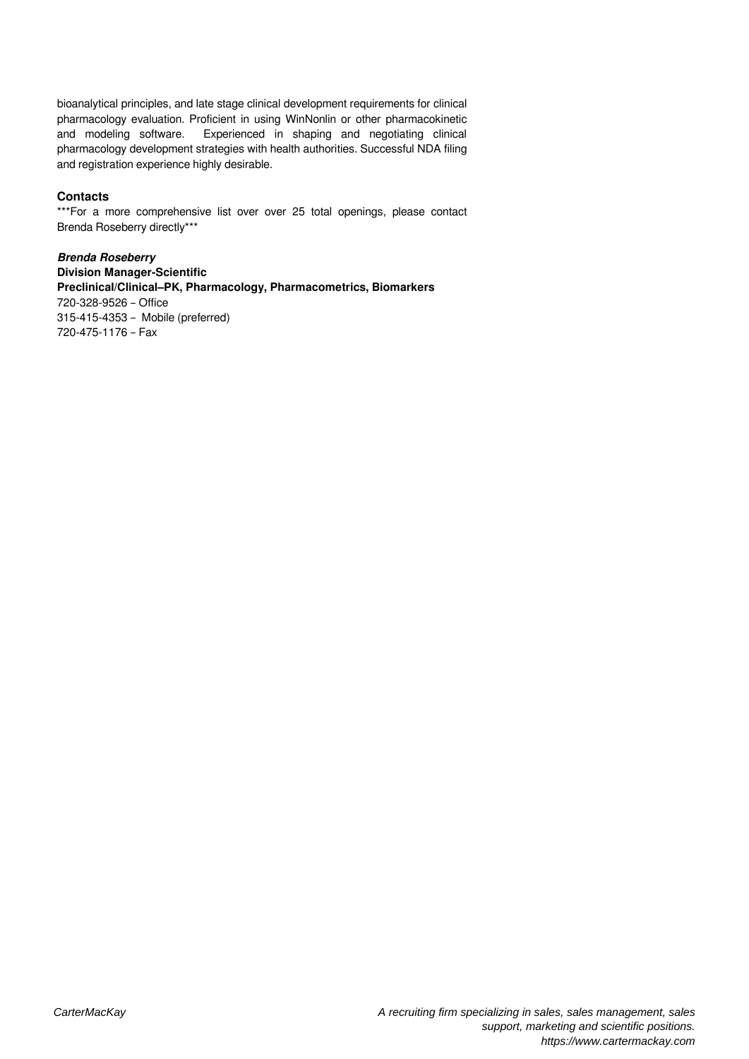bioanalytical principles, and late stage clinical development requirements for clinical pharmacology evaluation. Proficient in using WinNonlin or other pharmacokinetic and modeling software. Experienced in shaping and negotiating clinical pharmacology development strategies with health authorities. Successful NDA filing and registration experience highly desirable.

**Contacts**

***For a more comprehensive list over over 25 total openings, please contact Brenda Roseberry directly***

***Brenda Roseberry***
**Division Manager-Scientific**
**Preclinical/Clinical–PK, Pharmacology, Pharmacometrics, Biomarkers**
720-328-9526 – Office
315-415-4353 – Mobile (preferred)
720-475-1176 – Fax